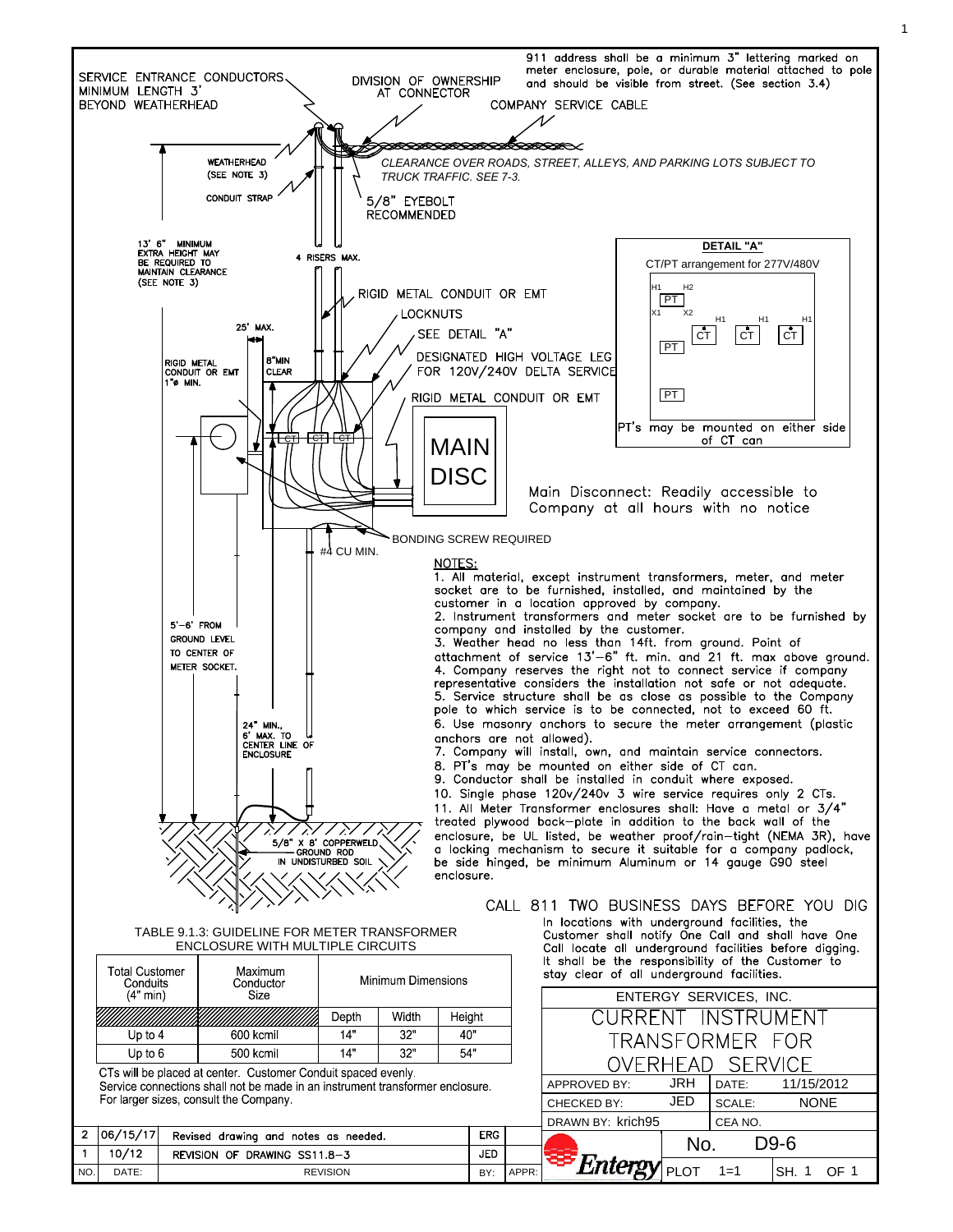911 address shall be a minimum 3" lettering marked on meter enclosure, pole, or durable material attached to pole and should be visible from street. (See section 3.4)

SERVICE ENTRANCE CONDUCTORS MINIMUM LENGTH 3' BEYOND WEATHERHEAD

DIVISION OF OWNERSHIP AT CONNECTOR

COMPANY SERVICE CABLE

WEATHERHEAD (SEE NOTE 3)

CONDUIT STRAP

*CLEARANCE OVER ROADS, STREET, ALLEYS, AND PARKING LOTS SUBJECT TO TRUCK TRAFFIC. SEE 7-3.*

5/8" EYEBOLT RECOMMENDED

13' 6" MINIMUM EXTRA HEIGHT MAY BE REQUIRED TO MAINTAIN CLEARANCE (SEE NOTE 3)

4 RISERS MAX.

RIGID METAL CONDUIT OR EMT

LOCKNUTS

25' MAX.

SEE DETAIL "A"

RIGID METAL CONDUIT OR EMT 1"ø MIN.

8"MIN CLEAR

DESIGNATED HIGH VOLTAGE LEG FOR 120V/240V DELTA SERVICE

RIGID METAL CONDUIT OR EMT

**DETAIL "A"**

CT/PT arrangement for 277V/480V

H1 H2 PT X1 X2 H1 H1 H1 CT CT CT PT PT

PT's may be mounted on either side of CT can

MAIN DISC

Main Disconnect: Readily accessible to Company at all hours with no notice

BONDING SCREW REQUIRED

#4 CU MIN.

5'-6' FROM GROUND LEVEL TO CENTER OF METER SOCKET.

24" MIN., 6' MAX. TO CENTER LINE OF ENCLOSURE

5/8" X 8' COPPERWELD GROUND ROD IN UNDISTURBED SOIL

NOTES:

1. All material, except instrument transformers, meter, and meter socket are to be furnished, installed, and maintained by the customer in a location approved by company.
2. Instrument transformers and meter socket are to be furnished by company and installed by the customer.
3. Weather head no less than 14ft. from ground. Point of attachment of service 13'-6" ft. min. and 21 ft. max above ground.
4. Company reserves the right not to connect service if company representative considers the installation not safe or not adequate.
5. Service structure shall be as close as possible to the Company pole to which service is to be connected, not to exceed 60 ft.
6. Use masonry anchors to secure the meter arrangement (plastic anchors are not allowed).
7. Company will install, own, and maintain service connectors.
8. PT's may be mounted on either side of CT can.
9. Conductor shall be installed in conduit where exposed.
10. Single phase 120v/240v 3 wire service requires only 2 CTs.
11. All Meter Transformer enclosures shall: Have a metal or 3/4" treated plywood back-plate in addition to the back wall of the enclosure, be UL listed, be weather proof/rain-tight (NEMA 3R), have a locking mechanism to secure it suitable for a company padlock, be side hinged, be minimum Aluminum or 14 gauge G90 steel enclosure.

CALL 811 TWO BUSINESS DAYS BEFORE YOU DIG

In locations with underground facilities, the Customer shall notify One Call and shall have One Call locate all underground facilities before digging. It shall be the responsibility of the Customer to stay clear of all underground facilities.

TABLE 9.1.3: GUIDELINE FOR METER TRANSFORMER ENCLOSURE WITH MULTIPLE CIRCUITS

| Total Customer Conduits (4" min) | Maximum Conductor Size | Minimum Dimensions | | |
|---|---|---|---|---|
| | | Depth | Width | Height |
| Up to 4 | 600 kcmil | 14" | 32" | 40" |
| Up to 6 | 500 kcmil | 14" | 32" | 54" |

CTs will be placed at center. Customer Conduit spaced evenly.
Service connections shall not be made in an instrument transformer enclosure.
For larger sizes, consult the Company.

ENTERGY SERVICES, INC.

CURRENT INSTRUMENT TRANSFORMER FOR OVERHEAD SERVICE

| APPROVED BY: | JRH | DATE: | 11/15/2012 |
|---|---|---|---|
| CHECKED BY: | JED | SCALE: | NONE |
| DRAWN BY: krich95 | | CEA NO. | |
| Entergy | | No. | D9-6 |
| | PLOT | 1=1 | SH. 1 OF 1 |

| NO. | DATE: | REVISION | BY: | APPR: |
|---|---|---|---|---|
| 2 | 06/15/17 | Revised drawing and notes as needed. | ERG | |
| 1 | 10/12 | REVISION OF DRAWING SS11.8-3 | JED | |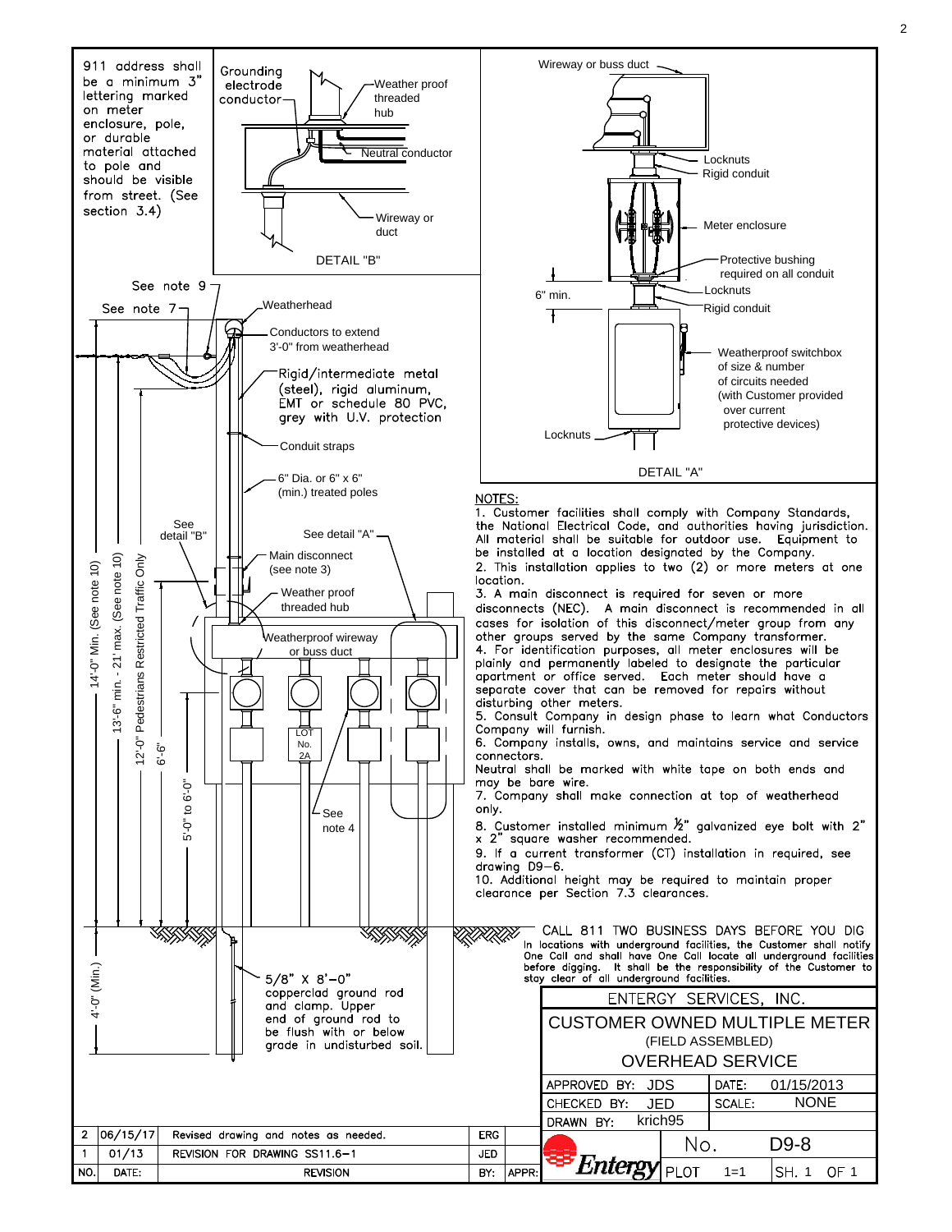911 address shall be a minimum 3" lettering marked on meter enclosure, pole, or durable material attached to pole and should be visible from street. (See section 3.4)

Grounding electrode conductor

Weather proof threaded hub

Neutral conductor

Wireway or duct

DETAIL "B"

Wireway or buss duct

Locknuts

Rigid conduit

Meter enclosure

Protective bushing required on all conduit

6" min.

Locknuts

Rigid conduit

Weatherproof switchbox of size & number of circuits needed (with Customer provided over current protective devices)

Locknuts

DETAIL "A"

See note 9

See note 7

Weatherhead

Conductors to extend 3'-0" from weatherhead

Rigid/intermediate metal (steel), rigid aluminum, EMT or schedule 80 PVC, grey with U.V. protection

Conduit straps

6" Dia. or 6" x 6" (min.) treated poles

See detail "B"

See detail "A"

Main disconnect (see note 3)

Weather proof threaded hub

Weatherproof wireway or buss duct

14'-0" Min. (See note 10)

13'-6" min. - 21' max. (See note 10)

12'-0" Pedestrians Restricted Traffic Only

6'-6"

5'-0" to 6'-0"

LOT No. 2A

See note 4

4'-0" (Min.)

5/8" X 8'-0" copperclad ground rod and clamp. Upper end of ground rod to be flush with or below grade in undisturbed soil.

## NOTES:

1. Customer facilities shall comply with Company Standards, the National Electrical Code, and authorities having jurisdiction. All material shall be suitable for outdoor use. Equipment to be installed at a location designated by the Company.
2. This installation applies to two (2) or more meters at one location.
3. A main disconnect is required for seven or more disconnects (NEC). A main disconnect is recommended in all cases for isolation of this disconnect/meter group from any other groups served by the same Company transformer.
4. For identification purposes, all meter enclosures will be plainly and permanently labeled to designate the particular apartment or office served. Each meter should have a separate cover that can be removed for repairs without disturbing other meters.
5. Consult Company in design phase to learn what Conductors Company will furnish.
6. Company installs, owns, and maintains service and service connectors.
Neutral shall be marked with white tape on both ends and may be bare wire.
7. Company shall make connection at top of weatherhead only.
8. Customer installed minimum ½" galvanized eye bolt with 2" x 2" square washer recommended.
9. If a current transformer (CT) installation in required, see drawing D9-6.
10. Additional height may be required to maintain proper clearance per Section 7.3 clearances.

CALL 811 TWO BUSINESS DAYS BEFORE YOU DIG
In locations with underground facilities, the Customer shall notify One Call and shall have One Call locate all underground facilities before digging. It shall be the responsibility of the Customer to stay clear of all underground facilities.

ENTERGY SERVICES, INC.

CUSTOMER OWNED MULTIPLE METER
(FIELD ASSEMBLED)
OVERHEAD SERVICE

| APPROVED BY: JDS | DATE: 01/15/2013 |
|---|---|
| CHECKED BY: JED | SCALE: NONE |
| DRAWN BY: krich95 | |
| Entergy | No. D9-8 |
| PLOT 1=1 | SH. 1 OF 1 |

| NO. | DATE: | REVISION | BY: | APPR: |
|---|---|---|---|---|
| 2 | 06/15/17 | Revised drawing and notes as needed. | ERG | |
| 1 | 01/13 | REVISION FOR DRAWING SS11.6-1 | JED | |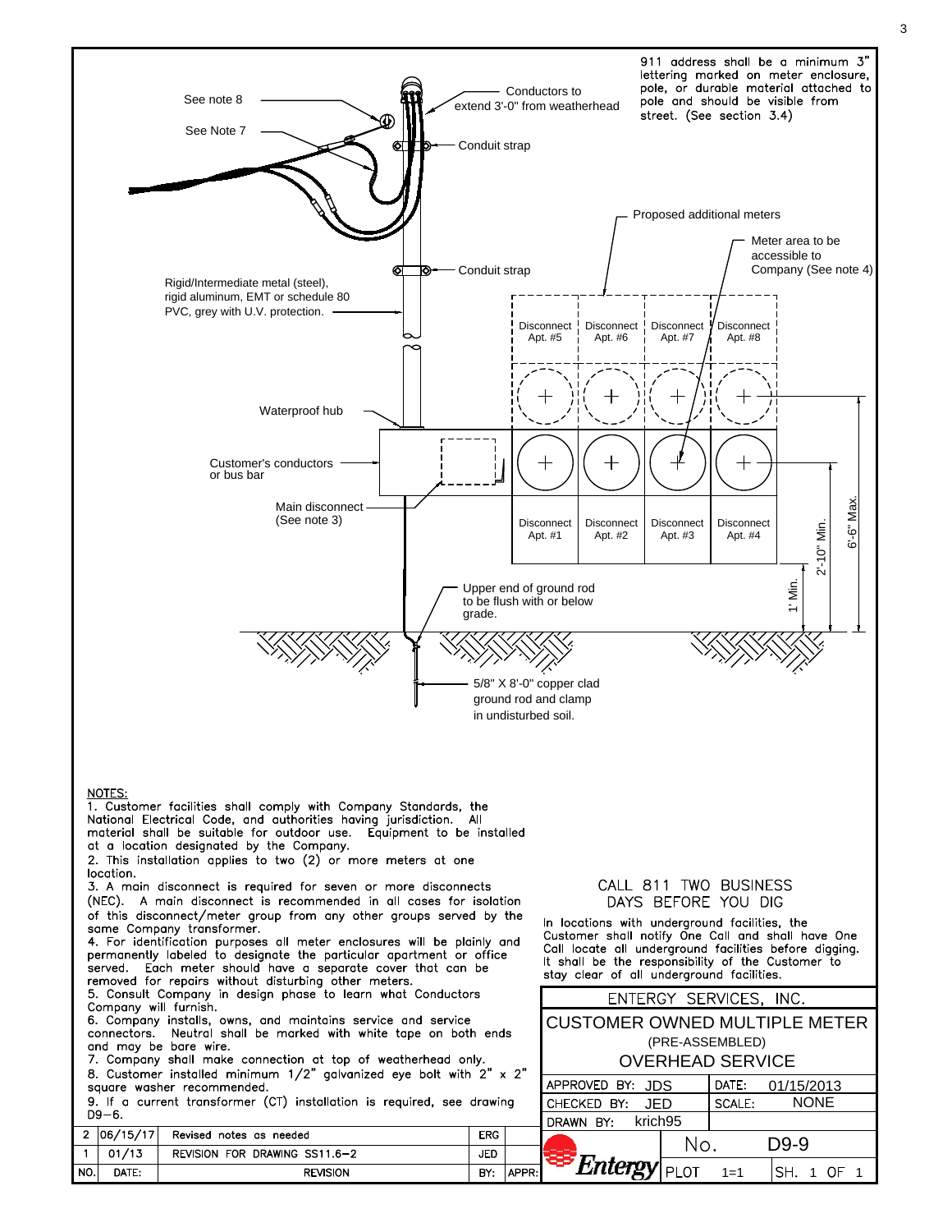911 address shall be a minimum 3" lettering marked on meter enclosure, pole, or durable material attached to pole and should be visible from street. (See section 3.4)

See note 8

See Note 7

Conductors to extend 3'-0" from weatherhead

Conduit strap

Proposed additional meters

Meter area to be accessible to Company (See note 4)

Conduit strap

Rigid/Intermediate metal (steel), rigid aluminum, EMT or schedule 80 PVC, grey with U.V. protection.

Disconnect Apt. #5

Disconnect Apt. #6

Disconnect Apt. #7

Disconnect Apt. #8

Waterproof hub

Customer's conductors or bus bar

Main disconnect (See note 3)

Disconnect Apt. #1

Disconnect Apt. #2

Disconnect Apt. #3

Disconnect Apt. #4

6'-6" Max.

2'-10" Min.

1' Min.

Upper end of ground rod to be flush with or below grade.

5/8" X 8'-0" copper clad ground rod and clamp in undisturbed soil.

NOTES:

1. Customer facilities shall comply with Company Standards, the National Electrical Code, and authorities having jurisdiction. All material shall be suitable for outdoor use. Equipment to be installed at a location designated by the Company.
2. This installation applies to two (2) or more meters at one location.
3. A main disconnect is required for seven or more disconnects (NEC). A main disconnect is recommended in all cases for isolation of this disconnect/meter group from any other groups served by the same Company transformer.
4. For identification purposes all meter enclosures will be plainly and permanently labeled to designate the particular apartment or office served. Each meter should have a separate cover that can be removed for repairs without disturbing other meters.
5. Consult Company in design phase to learn what Conductors Company will furnish.
6. Company installs, owns, and maintains service and service connectors. Neutral shall be marked with white tape on both ends and may be bare wire.
7. Company shall make connection at top of weatherhead only.
8. Customer installed minimum 1/2" galvanized eye bolt with 2" x 2" square washer recommended.
9. If a current transformer (CT) installation is required, see drawing D9-6.

CALL 811 TWO BUSINESS DAYS BEFORE YOU DIG

In locations with underground facilities, the Customer shall notify One Call and shall have One Call locate all underground facilities before digging. It shall be the responsibility of the Customer to stay clear of all underground facilities.

| NO. | DATE: | REVISION | BY: | APPR: |
|---|---|---|---|---|
| 2 | 06/15/17 | Revised notes as needed | ERG | |
| 1 | 01/13 | REVISION FOR DRAWING SS11.6-2 | JED | |

ENTERGY SERVICES, INC.

CUSTOMER OWNED MULTIPLE METER (PRE-ASSEMBLED) OVERHEAD SERVICE

| | |
|---|---|
| APPROVED BY: JDS | DATE: 01/15/2013 |
| CHECKED BY: JED | SCALE: NONE |
| DRAWN BY: krich95 | |
| Entergy | No. D9-9 |
| PLOT 1=1 | SH. 1 OF 1 |